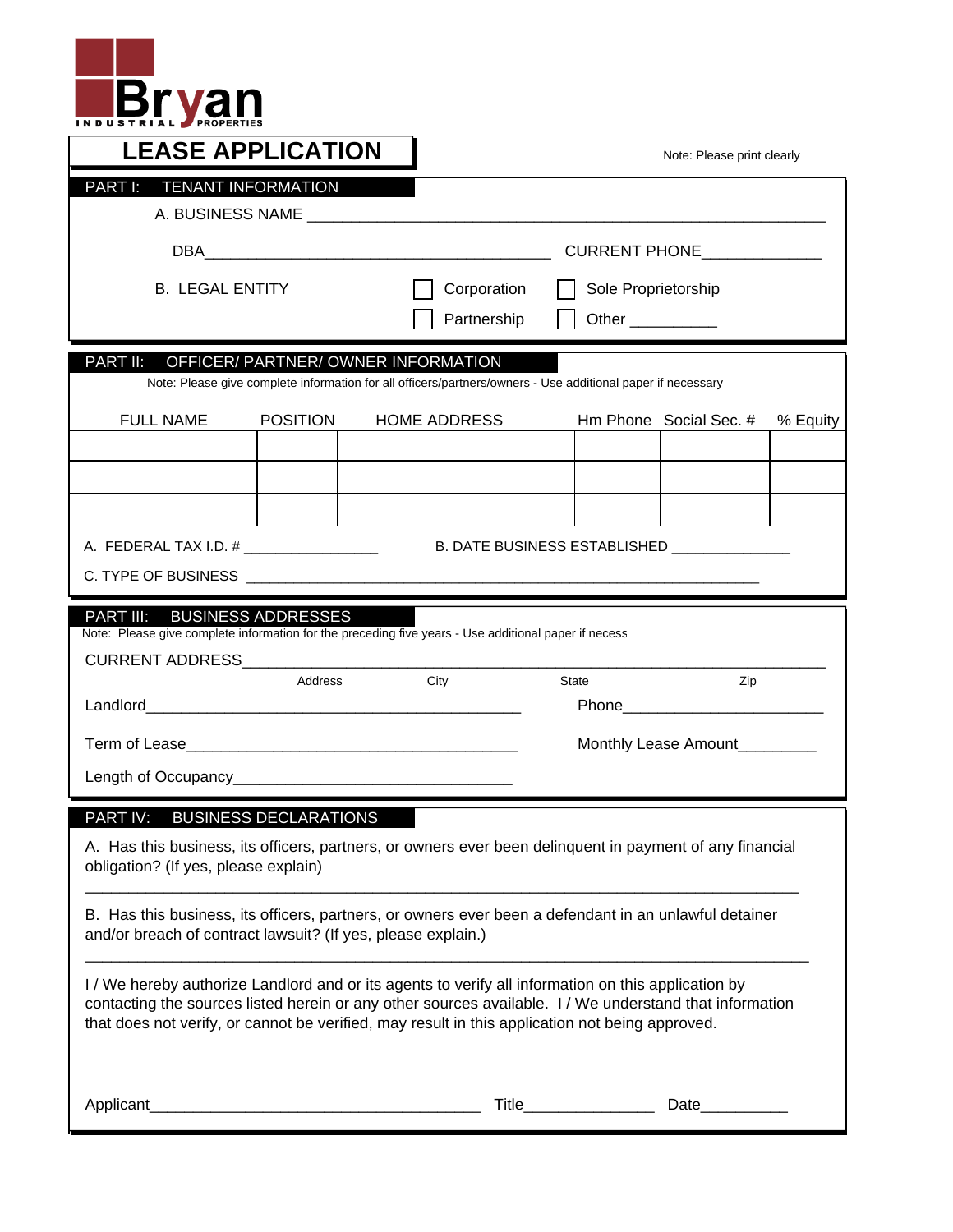Bryan INDUSTRIAL PROPERTIES

# LEASE APPLICATION

Note: Please print clearly

## PART I: TENANT INFORMATION

A. BUSINESS NAME ______________________________________________________________

DBA_________________________________________ CURRENT PHONE_____________

B. LEGAL ENTITY

☐ Corporation ☐ Sole Proprietorship

☐ Partnership ☐ Other __________

## PART II: OFFICER/ PARTNER/ OWNER INFORMATION

Note: Please give complete information for all officers/partners/owners - Use additional paper if necessary

| FULL NAME | POSITION | HOME ADDRESS | Hm Phone | Social Sec. # | % Equity |
|---|---|---|---|---|---|
| | | | | | |
| | | | | | |
| | | | | | |

A. FEDERAL TAX I.D. # ________________ B. DATE BUSINESS ESTABLISHED ______________

C. TYPE OF BUSINESS ______________________________________________________________

## PART III: BUSINESS ADDRESSES

Note: Please give complete information for the preceding five years - Use additional paper if necess

CURRENT ADDRESS______________________________________________________________

Address City State Zip

Landlord_____________________________________________ Phone_______________________

Term of Lease________________________________________ Monthly Lease Amount_________

Length of Occupancy________________________________

## PART IV: BUSINESS DECLARATIONS

A. Has this business, its officers, partners, or owners ever been delinquent in payment of any financial obligation? (If yes, please explain)

______________________________________________________________________________

B. Has this business, its officers, partners, or owners ever been a defendant in an unlawful detainer and/or breach of contract lawsuit? (If yes, please explain.)

______________________________________________________________________________

I / We hereby authorize Landlord and or its agents to verify all information on this application by contacting the sources listed herein or any other sources available. I / We understand that information that does not verify, or cannot be verified, may result in this application not being approved.

Applicant_______________________________________ Title_______________ Date__________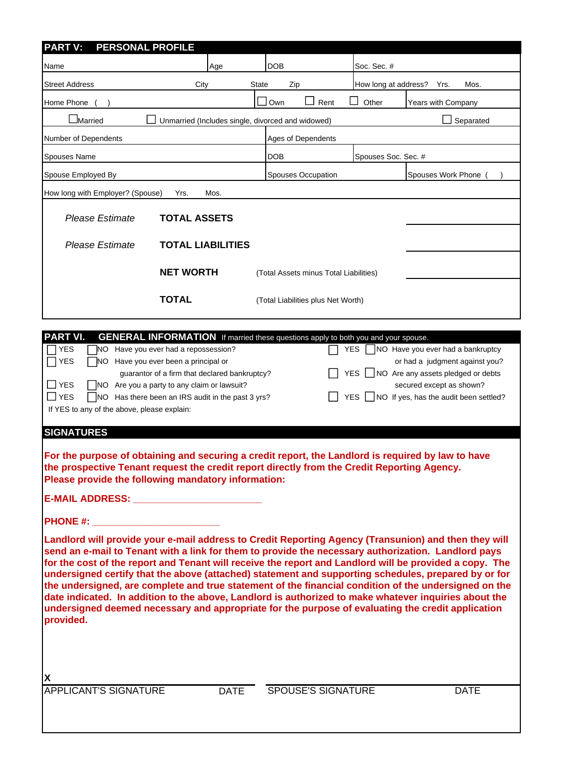## PART V: PERSONAL PROFILE

| | | | |
|---|---|---|---|
| Name | Age | DOB | Soc. Sec. # |
| Street Address City State Zip | | | How long at address? Yrs. Mos. |
| Home Phone ( ) | ☐ Own ☐ Rent ☐ Other | | Years with Company |
| ☐ Married | ☐ Unmarried (Includes single, divorced and widowed) | | ☐ Separated |
| Number of Dependents | | Ages of Dependents | |
| Spouses Name | | DOB | Spouses Soc. Sec. # |
| Spouse Employed By | | Spouses Occupation | Spouses Work Phone ( ) |
| How long with Employer? (Spouse) Yrs. Mos. | | | |

*Please Estimate* **TOTAL ASSETS** ____________________

*Please Estimate* **TOTAL LIABILITIES** ____________________

**NET WORTH** (Total Assets minus Total Liabilities) ____________________

**TOTAL** (Total Liabilities plus Net Worth)

## PART VI. GENERAL INFORMATION

If married these questions apply to both you and your spouse.

- ☐ YES ☐ NO Have you ever had a repossession?
- ☐ YES ☐ NO Have you ever been a principal or guarantor of a firm that declared bankruptcy?
- ☐ YES ☐ NO Are you a party to any claim or lawsuit?
- ☐ YES ☐ NO Has there been an IRS audit in the past 3 yrs?
- ☐ YES ☐ NO Have you ever had a bankruptcy or had a judgment against you?
- ☐ YES ☐ NO Are any assets pledged or debts secured except as shown?
- ☐ YES ☐ NO If yes, has the audit been settled?

If YES to any of the above, please explain:

## SIGNATURES

**For the purpose of obtaining and securing a credit report, the Landlord is required by law to have the prospective Tenant request the credit report directly from the Credit Reporting Agency. Please provide the following mandatory information:**

**E-MAIL ADDRESS: ________________________**

**PHONE #: ________________________**

**Landlord will provide your e-mail address to Credit Reporting Agency (Transunion) and then they will send an e-mail to Tenant with a link for them to provide the necessary authorization. Landlord pays for the cost of the report and Tenant will receive the report and Landlord will be provided a copy. The undersigned certify that the above (attached) statement and supporting schedules, prepared by or for the undersigned, are complete and true statement of the financial condition of the undersigned on the date indicated. In addition to the above, Landlord is authorized to make whatever inquiries about the undersigned deemed necessary and appropriate for the purpose of evaluating the credit application provided.**

**X**

| | | | |
|---|---|---|---|
| APPLICANT'S SIGNATURE | DATE | SPOUSE'S SIGNATURE | DATE |